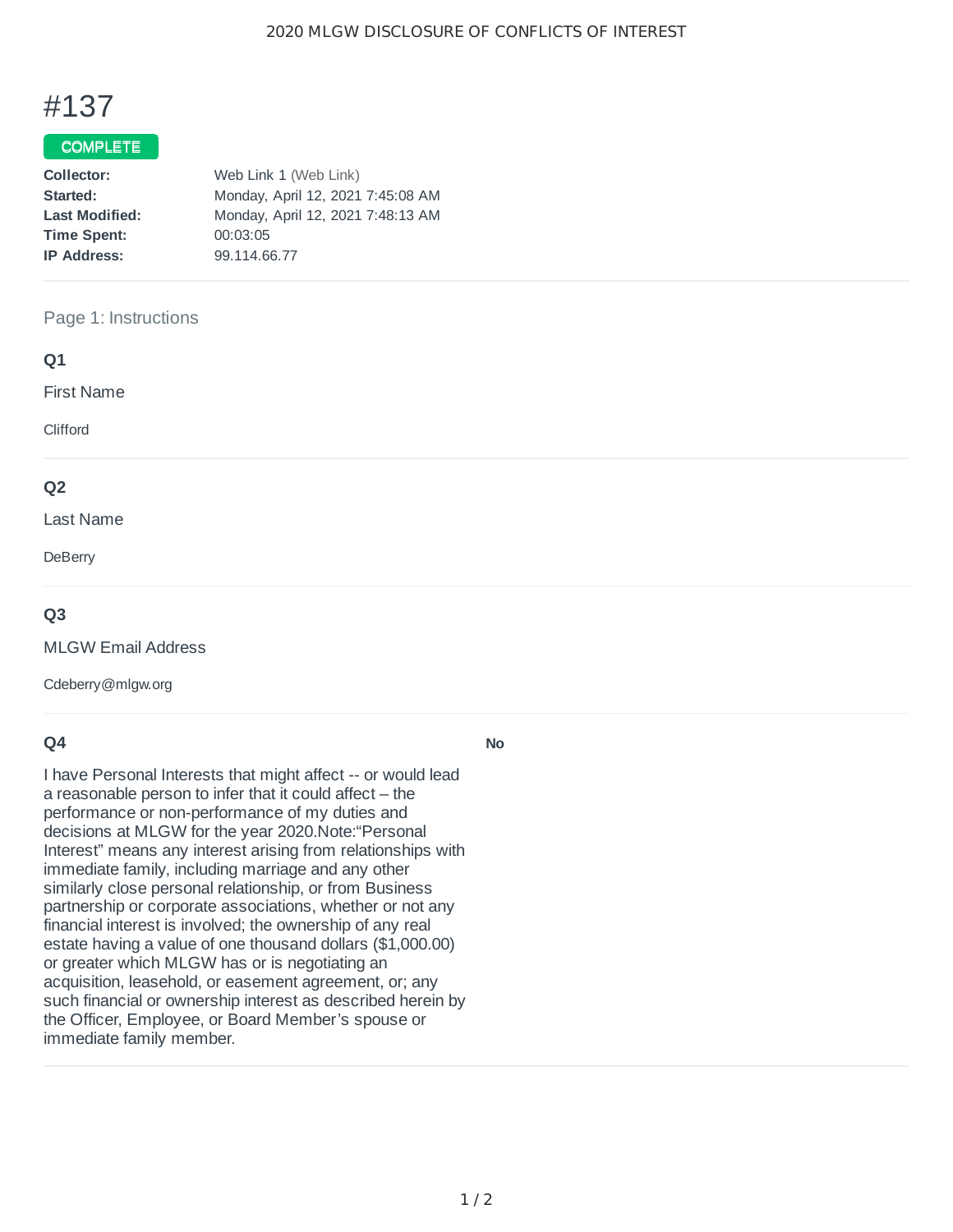# #137

**COMPLETE**

**Collector:** Web Link 1 (Web Link)
**Started:** Monday, April 12, 2021 7:45:08 AM
**Last Modified:** Monday, April 12, 2021 7:48:13 AM
**Time Spent:** 00:03:05
**IP Address:** 99.114.66.77

## Page 1: Instructions

### Q1

First Name

Clifford

### Q2

Last Name

DeBerry

### Q3

MLGW Email Address

Cdeberry@mlgw.org

### Q4

I have Personal Interests that might affect -- or would lead a reasonable person to infer that it could affect – the performance or non-performance of my duties and decisions at MLGW for the year 2020.Note:“Personal Interest” means any interest arising from relationships with immediate family, including marriage and any other similarly close personal relationship, or from Business partnership or corporate associations, whether or not any financial interest is involved; the ownership of any real estate having a value of one thousand dollars ($1,000.00) or greater which MLGW has or is negotiating an acquisition, leasehold, or easement agreement, or; any such financial or ownership interest as described herein by the Officer, Employee, or Board Member’s spouse or immediate family member.

**No**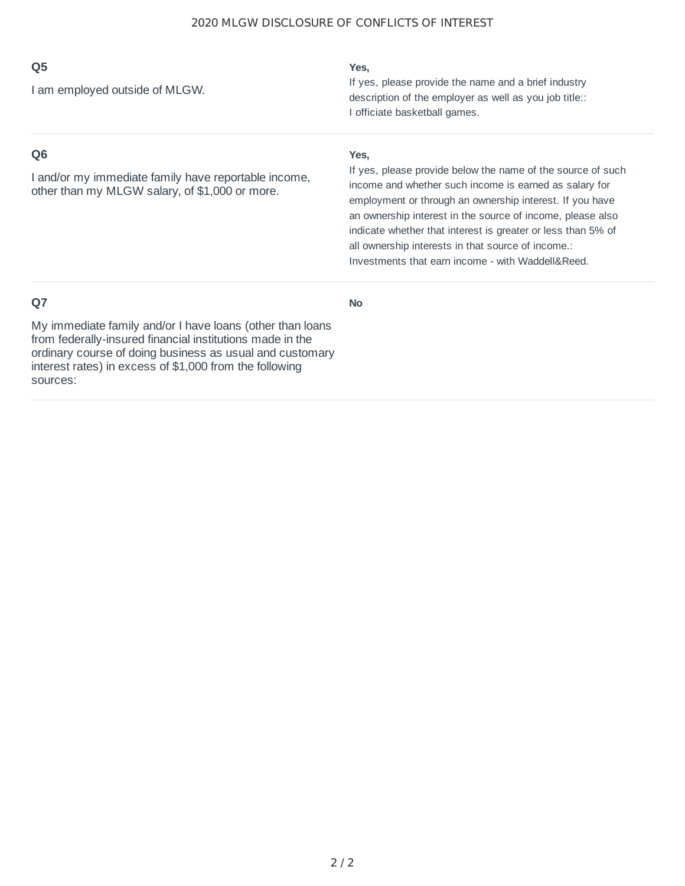# 2020 MLGW DISCLOSURE OF CONFLICTS OF INTEREST

## Q5

I am employed outside of MLGW.

**Yes,**

If yes, please provide the name and a brief industry description of the employer as well as you job title::
I officiate basketball games.

## Q6

I and/or my immediate family have reportable income, other than my MLGW salary, of $1,000 or more.

**Yes,**

If yes, please provide below the name of the source of such income and whether such income is earned as salary for employment or through an ownership interest. If you have an ownership interest in the source of income, please also indicate whether that interest is greater or less than 5% of all ownership interests in that source of income.:
Investments that earn income - with Waddell&Reed.

## Q7

My immediate family and/or I have loans (other than loans from federally-insured financial institutions made in the ordinary course of doing business as usual and customary interest rates) in excess of $1,000 from the following sources:

**No**